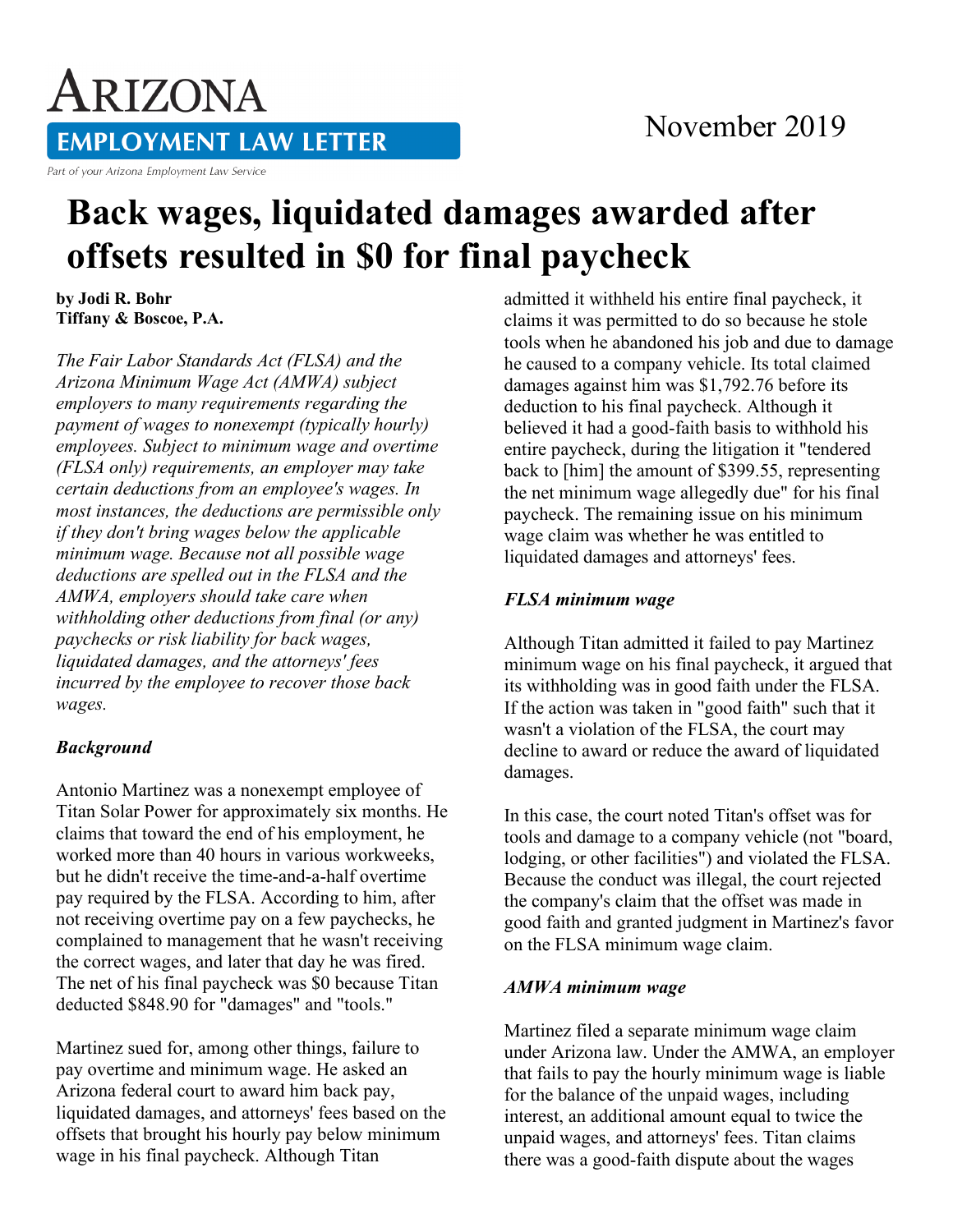# Back wages, liquidated damages awarded after offsets resulted in $0 for final paycheck

**by Jodi R. Bohr**
**Tiffany & Boscoe, P.A.**

*The Fair Labor Standards Act (FLSA) and the Arizona Minimum Wage Act (AMWA) subject employers to many requirements regarding the payment of wages to nonexempt (typically hourly) employees. Subject to minimum wage and overtime (FLSA only) requirements, an employer may take certain deductions from an employee's wages. In most instances, the deductions are permissible only if they don't bring wages below the applicable minimum wage. Because not all possible wage deductions are spelled out in the FLSA and the AMWA, employers should take care when withholding other deductions from final (or any) paychecks or risk liability for back wages, liquidated damages, and the attorneys' fees incurred by the employee to recover those back wages.*

### *Background*

Antonio Martinez was a nonexempt employee of Titan Solar Power for approximately six months. He claims that toward the end of his employment, he worked more than 40 hours in various workweeks, but he didn't receive the time-and-a-half overtime pay required by the FLSA. According to him, after not receiving overtime pay on a few paychecks, he complained to management that he wasn't receiving the correct wages, and later that day he was fired. The net of his final paycheck was $0 because Titan deducted $848.90 for "damages" and "tools."

Martinez sued for, among other things, failure to pay overtime and minimum wage. He asked an Arizona federal court to award him back pay, liquidated damages, and attorneys' fees based on the offsets that brought his hourly pay below minimum wage in his final paycheck. Although Titan admitted it withheld his entire final paycheck, it claims it was permitted to do so because he stole tools when he abandoned his job and due to damage he caused to a company vehicle. Its total claimed damages against him was $1,792.76 before its deduction to his final paycheck. Although it believed it had a good-faith basis to withhold his entire paycheck, during the litigation it "tendered back to [him] the amount of $399.55, representing the net minimum wage allegedly due" for his final paycheck. The remaining issue on his minimum wage claim was whether he was entitled to liquidated damages and attorneys' fees.

### *FLSA minimum wage*

Although Titan admitted it failed to pay Martinez minimum wage on his final paycheck, it argued that its withholding was in good faith under the FLSA. If the action was taken in "good faith" such that it wasn't a violation of the FLSA, the court may decline to award or reduce the award of liquidated damages.

In this case, the court noted Titan's offset was for tools and damage to a company vehicle (not "board, lodging, or other facilities") and violated the FLSA. Because the conduct was illegal, the court rejected the company's claim that the offset was made in good faith and granted judgment in Martinez's favor on the FLSA minimum wage claim.

### *AMWA minimum wage*

Martinez filed a separate minimum wage claim under Arizona law. Under the AMWA, an employer that fails to pay the hourly minimum wage is liable for the balance of the unpaid wages, including interest, an additional amount equal to twice the unpaid wages, and attorneys' fees. Titan claims there was a good-faith dispute about the wages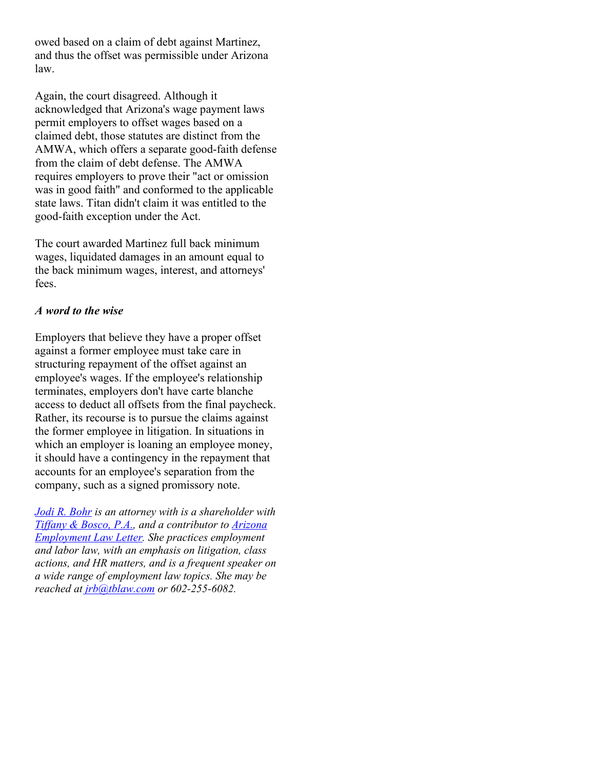owed based on a claim of debt against Martinez, and thus the offset was permissible under Arizona law.

Again, the court disagreed. Although it acknowledged that Arizona's wage payment laws permit employers to offset wages based on a claimed debt, those statutes are distinct from the AMWA, which offers a separate good-faith defense from the claim of debt defense. The AMWA requires employers to prove their "act or omission was in good faith" and conformed to the applicable state laws. Titan didn't claim it was entitled to the good-faith exception under the Act.

The court awarded Martinez full back minimum wages, liquidated damages in an amount equal to the back minimum wages, interest, and attorneys' fees.

***A word to the wise***

Employers that believe they have a proper offset against a former employee must take care in structuring repayment of the offset against an employee's wages. If the employee's relationship terminates, employers don't have carte blanche access to deduct all offsets from the final paycheck. Rather, its recourse is to pursue the claims against the former employee in litigation. In situations in which an employer is loaning an employee money, it should have a contingency in the repayment that accounts for an employee's separation from the company, such as a signed promissory note.

*Jodi R. Bohr is an attorney with is a shareholder with Tiffany & Bosco, P.A., and a contributor to Arizona Employment Law Letter. She practices employment and labor law, with an emphasis on litigation, class actions, and HR matters, and is a frequent speaker on a wide range of employment law topics. She may be reached at jrb@tblaw.com or 602-255-6082.*